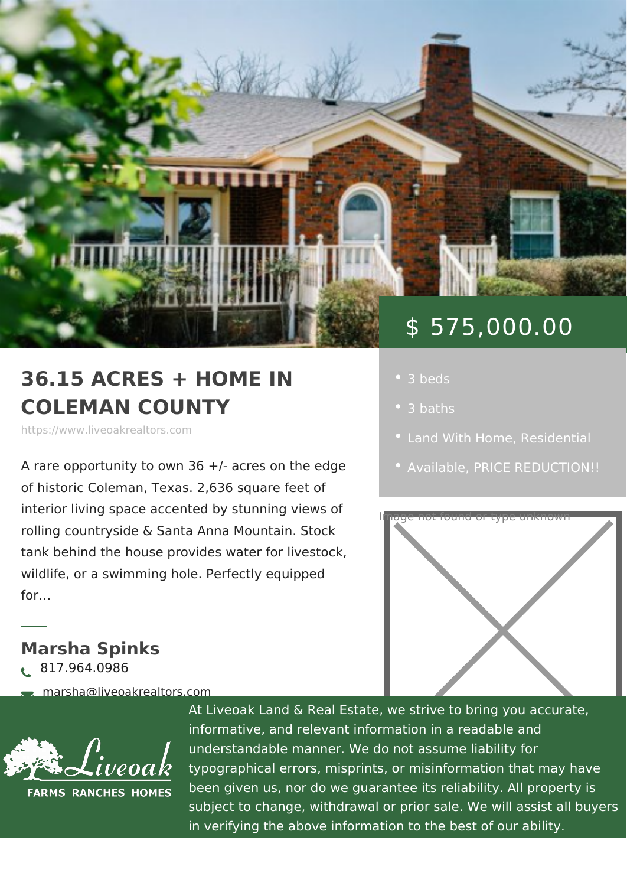$ 575,000.00

# 36.15 ACRES + HOME IN COLEMAN COUNTY

https://www.liveoakrealtors.com

- 3 beds
- 3 baths
- Land With Home, Residential
- Available, PRICE REDUCTION!!

A rare opportunity to own 36 +/- acres on the edge of historic Coleman, Texas. 2,636 square feet of interior living space accented by stunning views of rolling countryside & Santa Anna Mountain. Stock tank behind the house provides water for livestock, wildlife, or a swimming hole. Perfectly equipped for...

Image not found or type unknown

## Marsha Spinks

817.964.0986

marsha@liveoakrealtors.com

Liveoak FARMS RANCHES HOMES

At Liveoak Land & Real Estate, we strive to bring you accurate, informative, and relevant information in a readable and understandable manner. We do not assume liability for typographical errors, misprints, or misinformation that may have been given us, nor do we guarantee its reliability. All property is subject to change, withdrawal or prior sale. We will assist all buyers in verifying the above information to the best of our ability.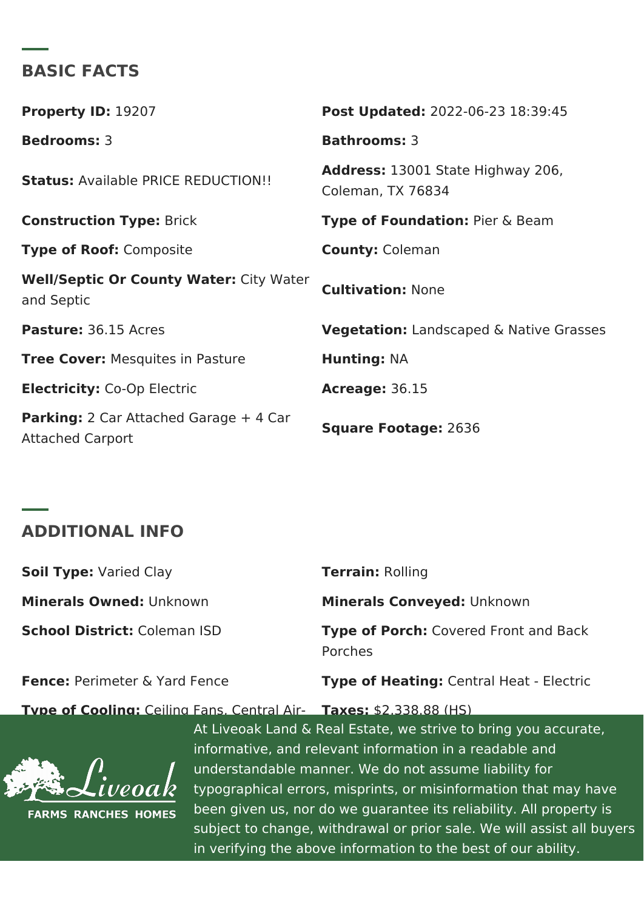## BASIC FACTS

**Property ID:** 19207

**Post Updated:** 2022-06-23 18:39:45

**Bedrooms:** 3

**Bathrooms:** 3

**Status:** Available PRICE REDUCTION!!

**Address:** 13001 State Highway 206, Coleman, TX 76834

**Construction Type:** Brick

**Type of Foundation:** Pier & Beam

**Type of Roof:** Composite

**County:** Coleman

**Well/Septic Or County Water:** City Water and Septic

**Cultivation:** None

**Pasture:** 36.15 Acres

**Vegetation:** Landscaped & Native Grasses

**Tree Cover:** Mesquites in Pasture

**Hunting:** NA

**Electricity:** Co-Op Electric

**Acreage:** 36.15

**Parking:** 2 Car Attached Garage + 4 Car Attached Carport

**Square Footage:** 2636

## ADDITIONAL INFO

**Soil Type:** Varied Clay

**Terrain:** Rolling

**Minerals Owned:** Unknown

**Minerals Conveyed:** Unknown

**School District:** Coleman ISD

**Type of Porch:** Covered Front and Back Porches

**Fence:** Perimeter & Yard Fence

**Type of Heating:** Central Heat - Electric

**Type of Cooling:** Ceiling Fans, Central Air-

**Taxes:** $2,338.88 (HS)

Liveoak FARMS RANCHES HOMES

At Liveoak Land & Real Estate, we strive to bring you accurate, informative, and relevant information in a readable and understandable manner. We do not assume liability for typographical errors, misprints, or misinformation that may have been given us, nor do we guarantee its reliability. All property is subject to change, withdrawal or prior sale. We will assist all buyers in verifying the above information to the best of our ability.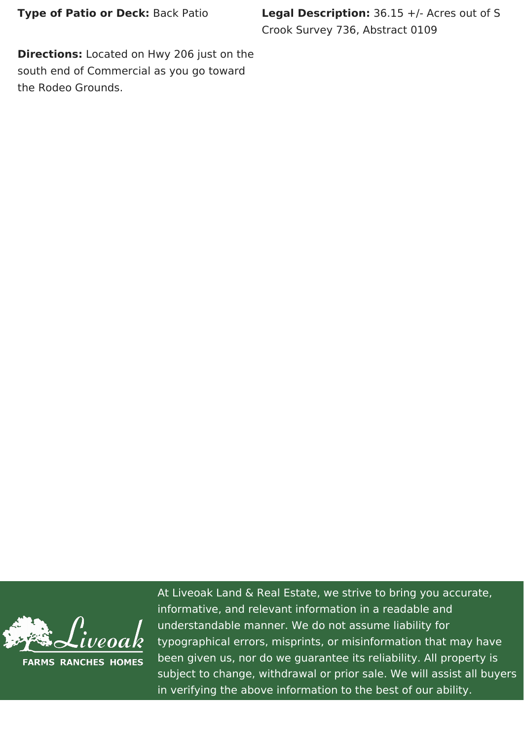**Type of Patio or Deck:** Back Patio

**Directions:** Located on Hwy 206 just on the south end of Commercial as you go toward the Rodeo Grounds.

**Legal Description:** 36.15 +/- Acres out of S Crook Survey 736, Abstract 0109

Liveoak
FARMS RANCHES HOMES

At Liveoak Land & Real Estate, we strive to bring you accurate, informative, and relevant information in a readable and understandable manner. We do not assume liability for typographical errors, misprints, or misinformation that may have been given us, nor do we guarantee its reliability. All property is subject to change, withdrawal or prior sale. We will assist all buyers in verifying the above information to the best of our ability.